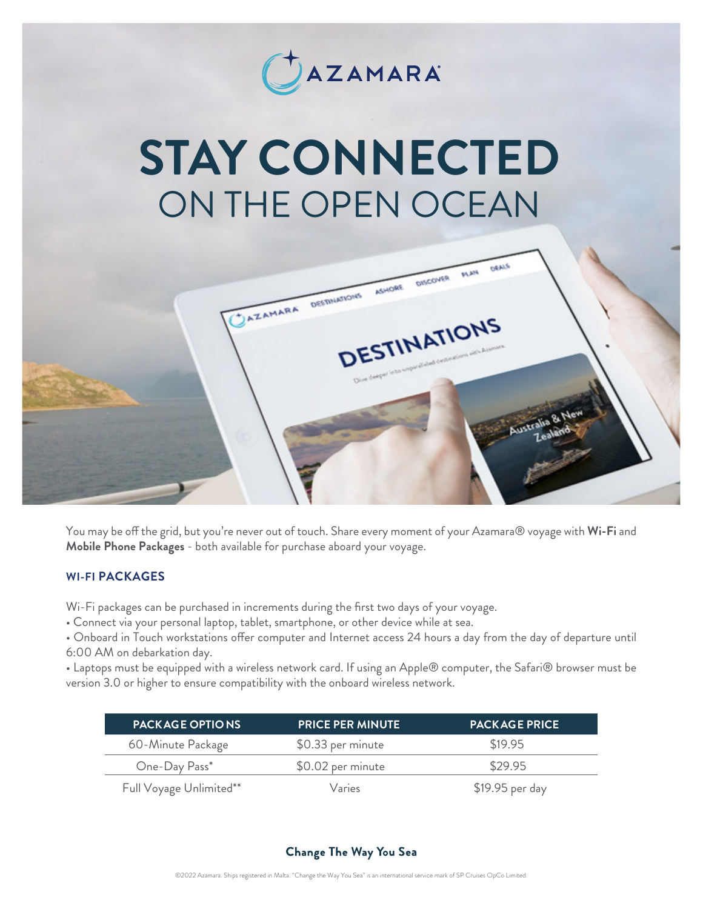AZAMARA

# STAY CONNECTED
## ON THE OPEN OCEAN

You may be off the grid, but you're never out of touch. Share every moment of your Azamara® voyage with **Wi-Fi** and **Mobile Phone Packages** - both available for purchase aboard your voyage.

### WI-FI PACKAGES

Wi-Fi packages can be purchased in increments during the first two days of your voyage.

- Connect via your personal laptop, tablet, smartphone, or other device while at sea.
- Onboard in Touch workstations offer computer and Internet access 24 hours a day from the day of departure until 6:00 AM on debarkation day.
- Laptops must be equipped with a wireless network card. If using an Apple® computer, the Safari® browser must be version 3.0 or higher to ensure compatibility with the onboard wireless network.

| PACKAGE OPTIONS | PRICE PER MINUTE | PACKAGE PRICE |
|---|---|---|
| 60-Minute Package | $0.33 per minute | $19.95 |
| One-Day Pass* | $0.02 per minute | $29.95 |
| Full Voyage Unlimited** | Varies | $19.95 per day |

**Change The Way You Sea**

©2022 Azamara. Ships registered in Malta. "Change the Way You Sea" is an international service mark of SP Cruises OpCo Limited.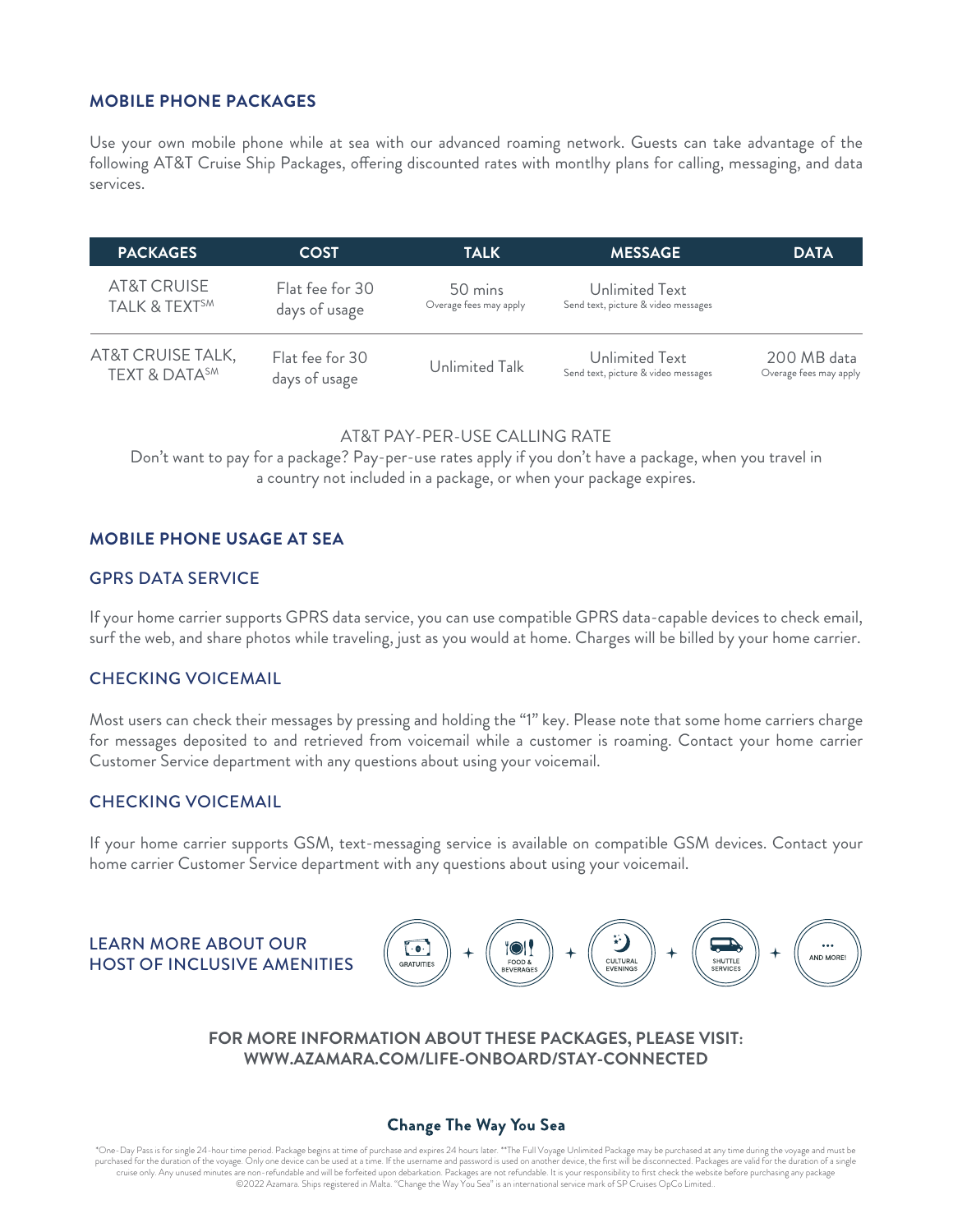## MOBILE PHONE PACKAGES

Use your own mobile phone while at sea with our advanced roaming network. Guests can take advantage of the following AT&T Cruise Ship Packages, offering discounted rates with montlhy plans for calling, messaging, and data services.

| PACKAGES | COST | TALK | MESSAGE | DATA |
|---|---|---|---|---|
| AT&T CRUISE TALK & TEXT℠ | Flat fee for 30 days of usage | 50 mins<br>Overage fees may apply | Unlimited Text<br>Send text, picture & video messages | |
| AT&T CRUISE TALK, TEXT & DATA℠ | Flat fee for 30 days of usage | Unlimited Talk | Unlimited Text<br>Send text, picture & video messages | 200 MB data<br>Overage fees may apply |

AT&T PAY-PER-USE CALLING RATE

Don't want to pay for a package? Pay-per-use rates apply if you don't have a package, when you travel in a country not included in a package, or when your package expires.

## MOBILE PHONE USAGE AT SEA

### GPRS DATA SERVICE

If your home carrier supports GPRS data service, you can use compatible GPRS data-capable devices to check email, surf the web, and share photos while traveling, just as you would at home. Charges will be billed by your home carrier.

### CHECKING VOICEMAIL

Most users can check their messages by pressing and holding the "1" key. Please note that some home carriers charge for messages deposited to and retrieved from voicemail while a customer is roaming. Contact your home carrier Customer Service department with any questions about using your voicemail.

### CHECKING VOICEMAIL

If your home carrier supports GSM, text-messaging service is available on compatible GSM devices. Contact your home carrier Customer Service department with any questions about using your voicemail.

LEARN MORE ABOUT OUR HOST OF INCLUSIVE AMENITIES

GRATUITIES + FOOD & BEVERAGES + CULTURAL EVENINGS + SHUTTLE SERVICES + AND MORE!

**FOR MORE INFORMATION ABOUT THESE PACKAGES, PLEASE VISIT: WWW.AZAMARA.COM/LIFE-ONBOARD/STAY-CONNECTED**

**Change The Way You Sea**

*One-Day Pass is for single 24-hour time period. Package begins at time of purchase and expires 24 hours later. **The Full Voyage Unlimited Package may be purchased at any time during the voyage and must be purchased for the duration of the voyage. Only one device can be used at a time. If the username and password is used on another device, the first will be disconnected. Packages are valid for the duration of a single cruise only. Any unused minutes are non-refundable and will be forfeited upon debarkation. Packages are not refundable. It is your responsibility to first check the website before purchasing any package ©2022 Azamara. Ships registered in Malta. "Change the Way You Sea" is an international service mark of SP Cruises OpCo Limited.